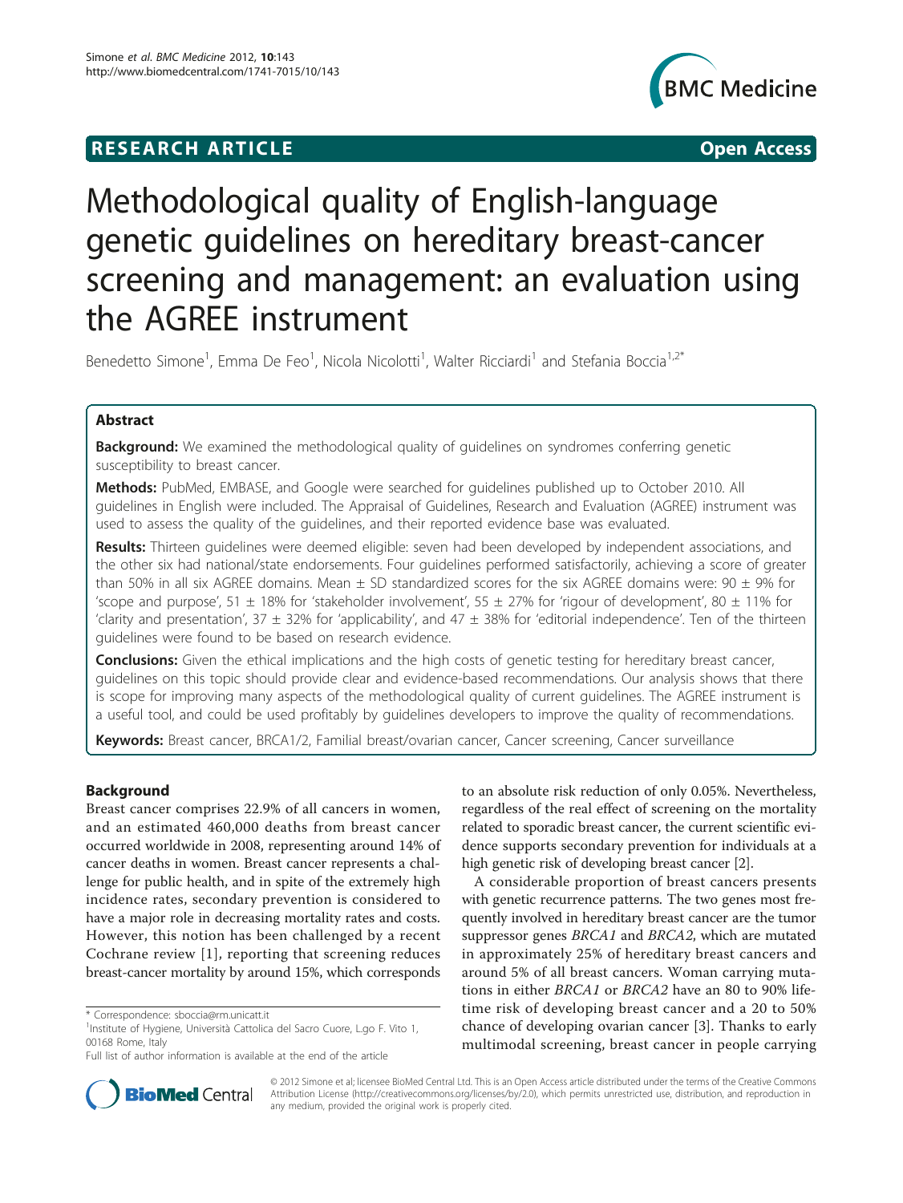# Methodological quality of English-language genetic guidelines on hereditary breast-cancer screening and management: an evaluation using the AGREE instrument

**RESEARCH ARTICLE** **Open Access**

Benedetto Simone[1], Emma De Feo[1], Nicola Nicolotti[1], Walter Ricciardi[1] and Stefania Boccia[1,2*]

## Abstract

**Background:** We examined the methodological quality of guidelines on syndromes conferring genetic susceptibility to breast cancer.

**Methods:** PubMed, EMBASE, and Google were searched for guidelines published up to October 2010. All guidelines in English were included. The Appraisal of Guidelines, Research and Evaluation (AGREE) instrument was used to assess the quality of the guidelines, and their reported evidence base was evaluated.

**Results:** Thirteen guidelines were deemed eligible: seven had been developed by independent associations, and the other six had national/state endorsements. Four guidelines performed satisfactorily, achieving a score of greater than 50% in all six AGREE domains. Mean ± SD standardized scores for the six AGREE domains were: 90 ± 9% for 'scope and purpose', 51 ± 18% for 'stakeholder involvement', 55 ± 27% for 'rigour of development', 80 ± 11% for 'clarity and presentation', 37 ± 32% for 'applicability', and 47 ± 38% for 'editorial independence'. Ten of the thirteen guidelines were found to be based on research evidence.

**Conclusions:** Given the ethical implications and the high costs of genetic testing for hereditary breast cancer, guidelines on this topic should provide clear and evidence-based recommendations. Our analysis shows that there is scope for improving many aspects of the methodological quality of current guidelines. The AGREE instrument is a useful tool, and could be used profitably by guidelines developers to improve the quality of recommendations.

**Keywords:** Breast cancer, BRCA1/2, Familial breast/ovarian cancer, Cancer screening, Cancer surveillance

## Background

Breast cancer comprises 22.9% of all cancers in women, and an estimated 460,000 deaths from breast cancer occurred worldwide in 2008, representing around 14% of cancer deaths in women. Breast cancer represents a challenge for public health, and in spite of the extremely high incidence rates, secondary prevention is considered to have a major role in decreasing mortality rates and costs. However, this notion has been challenged by a recent Cochrane review [1], reporting that screening reduces breast-cancer mortality by around 15%, which corresponds to an absolute risk reduction of only 0.05%. Nevertheless, regardless of the real effect of screening on the mortality related to sporadic breast cancer, the current scientific evidence supports secondary prevention for individuals at a high genetic risk of developing breast cancer [2].

A considerable proportion of breast cancers presents with genetic recurrence patterns. The two genes most frequently involved in hereditary breast cancer are the tumor suppressor genes *BRCA1* and *BRCA2*, which are mutated in approximately 25% of hereditary breast cancers and around 5% of all breast cancers. Woman carrying mutations in either *BRCA1* or *BRCA2* have an 80 to 90% lifetime risk of developing breast cancer and a 20 to 50% chance of developing ovarian cancer [3]. Thanks to early multimodal screening, breast cancer in people carrying

\* Correspondence: sboccia@rm.unicatt.it

[1]Institute of Hygiene, Università Cattolica del Sacro Cuore, L.go F. Vito 1, 00168 Rome, Italy

Full list of author information is available at the end of the article

© 2012 Simone et al; licensee BioMed Central Ltd. This is an Open Access article distributed under the terms of the Creative Commons Attribution License (http://creativecommons.org/licenses/by/2.0), which permits unrestricted use, distribution, and reproduction in any medium, provided the original work is properly cited.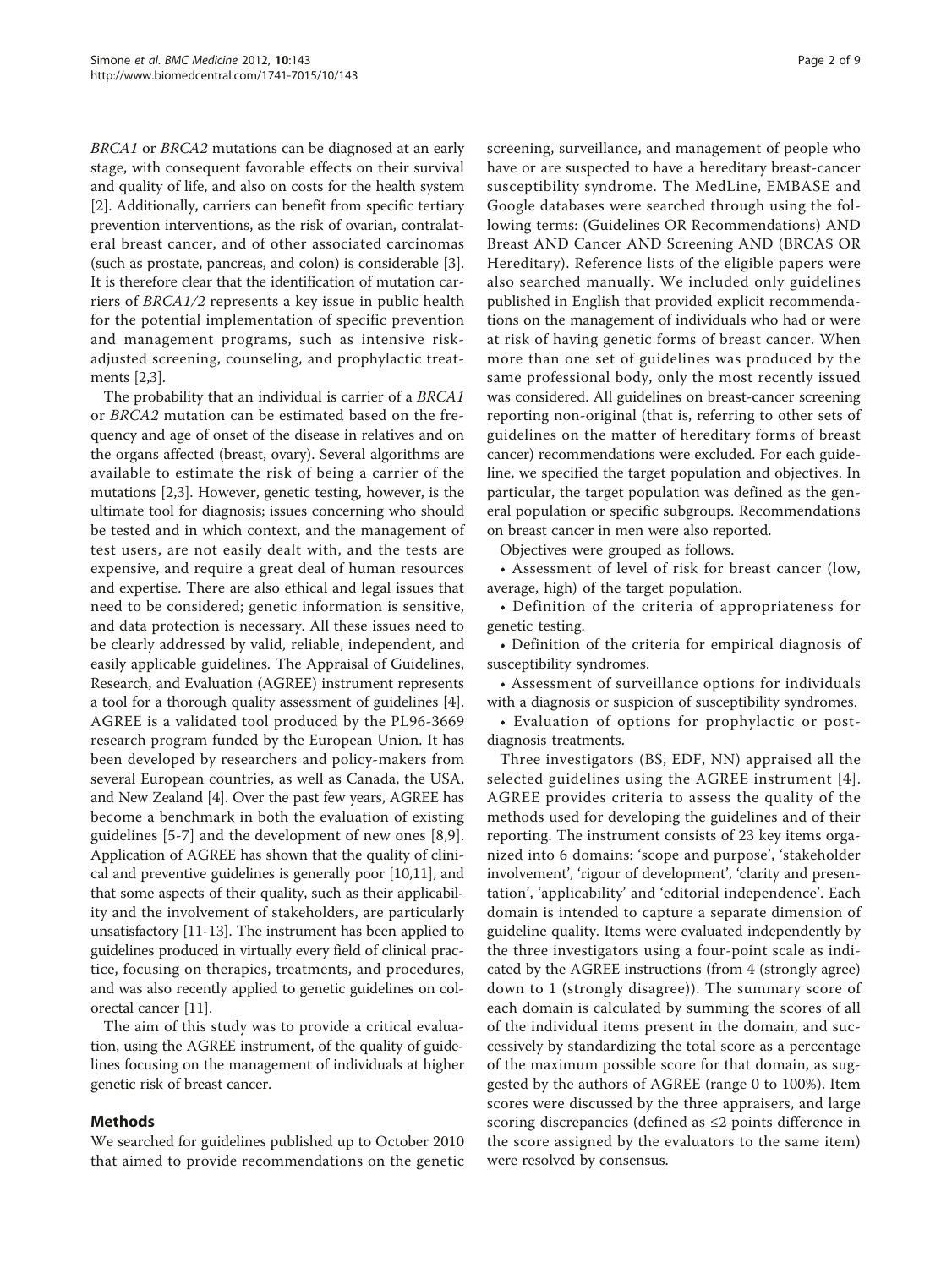*BRCA1* or *BRCA2* mutations can be diagnosed at an early stage, with consequent favorable effects on their survival and quality of life, and also on costs for the health system [2]. Additionally, carriers can benefit from specific tertiary prevention interventions, as the risk of ovarian, contralateral breast cancer, and of other associated carcinomas (such as prostate, pancreas, and colon) is considerable [3]. It is therefore clear that the identification of mutation carriers of *BRCA1/2* represents a key issue in public health for the potential implementation of specific prevention and management programs, such as intensive risk-adjusted screening, counseling, and prophylactic treatments [2,3].

The probability that an individual is carrier of a *BRCA1* or *BRCA2* mutation can be estimated based on the frequency and age of onset of the disease in relatives and on the organs affected (breast, ovary). Several algorithms are available to estimate the risk of being a carrier of the mutations [2,3]. However, genetic testing, however, is the ultimate tool for diagnosis; issues concerning who should be tested and in which context, and the management of test users, are not easily dealt with, and the tests are expensive, and require a great deal of human resources and expertise. There are also ethical and legal issues that need to be considered; genetic information is sensitive, and data protection is necessary. All these issues need to be clearly addressed by valid, reliable, independent, and easily applicable guidelines. The Appraisal of Guidelines, Research, and Evaluation (AGREE) instrument represents a tool for a thorough quality assessment of guidelines [4]. AGREE is a validated tool produced by the PL96-3669 research program funded by the European Union. It has been developed by researchers and policy-makers from several European countries, as well as Canada, the USA, and New Zealand [4]. Over the past few years, AGREE has become a benchmark in both the evaluation of existing guidelines [5-7] and the development of new ones [8,9]. Application of AGREE has shown that the quality of clinical and preventive guidelines is generally poor [10,11], and that some aspects of their quality, such as their applicability and the involvement of stakeholders, are particularly unsatisfactory [11-13]. The instrument has been applied to guidelines produced in virtually every field of clinical practice, focusing on therapies, treatments, and procedures, and was also recently applied to genetic guidelines on colorectal cancer [11].

The aim of this study was to provide a critical evaluation, using the AGREE instrument, of the quality of guidelines focusing on the management of individuals at higher genetic risk of breast cancer.

## Methods

We searched for guidelines published up to October 2010 that aimed to provide recommendations on the genetic screening, surveillance, and management of people who have or are suspected to have a hereditary breast-cancer susceptibility syndrome. The MedLine, EMBASE and Google databases were searched through using the following terms: (Guidelines OR Recommendations) AND Breast AND Cancer AND Screening AND (BRCA$ OR Hereditary). Reference lists of the eligible papers were also searched manually. We included only guidelines published in English that provided explicit recommendations on the management of individuals who had or were at risk of having genetic forms of breast cancer. When more than one set of guidelines was produced by the same professional body, only the most recently issued was considered. All guidelines on breast-cancer screening reporting non-original (that is, referring to other sets of guidelines on the matter of hereditary forms of breast cancer) recommendations were excluded. For each guideline, we specified the target population and objectives. In particular, the target population was defined as the general population or specific subgroups. Recommendations on breast cancer in men were also reported.

Objectives were grouped as follows.

- Assessment of level of risk for breast cancer (low, average, high) of the target population.
- Definition of the criteria of appropriateness for genetic testing.
- Definition of the criteria for empirical diagnosis of susceptibility syndromes.
- Assessment of surveillance options for individuals with a diagnosis or suspicion of susceptibility syndromes.
- Evaluation of options for prophylactic or post-diagnosis treatments.

Three investigators (BS, EDF, NN) appraised all the selected guidelines using the AGREE instrument [4]. AGREE provides criteria to assess the quality of the methods used for developing the guidelines and of their reporting. The instrument consists of 23 key items organized into 6 domains: 'scope and purpose', 'stakeholder involvement', 'rigour of development', 'clarity and presentation', 'applicability' and 'editorial independence'. Each domain is intended to capture a separate dimension of guideline quality. Items were evaluated independently by the three investigators using a four-point scale as indicated by the AGREE instructions (from 4 (strongly agree) down to 1 (strongly disagree)). The summary score of each domain is calculated by summing the scores of all of the individual items present in the domain, and successively by standardizing the total score as a percentage of the maximum possible score for that domain, as suggested by the authors of AGREE (range 0 to 100%). Item scores were discussed by the three appraisers, and large scoring discrepancies (defined as ≤2 points difference in the score assigned by the evaluators to the same item) were resolved by consensus.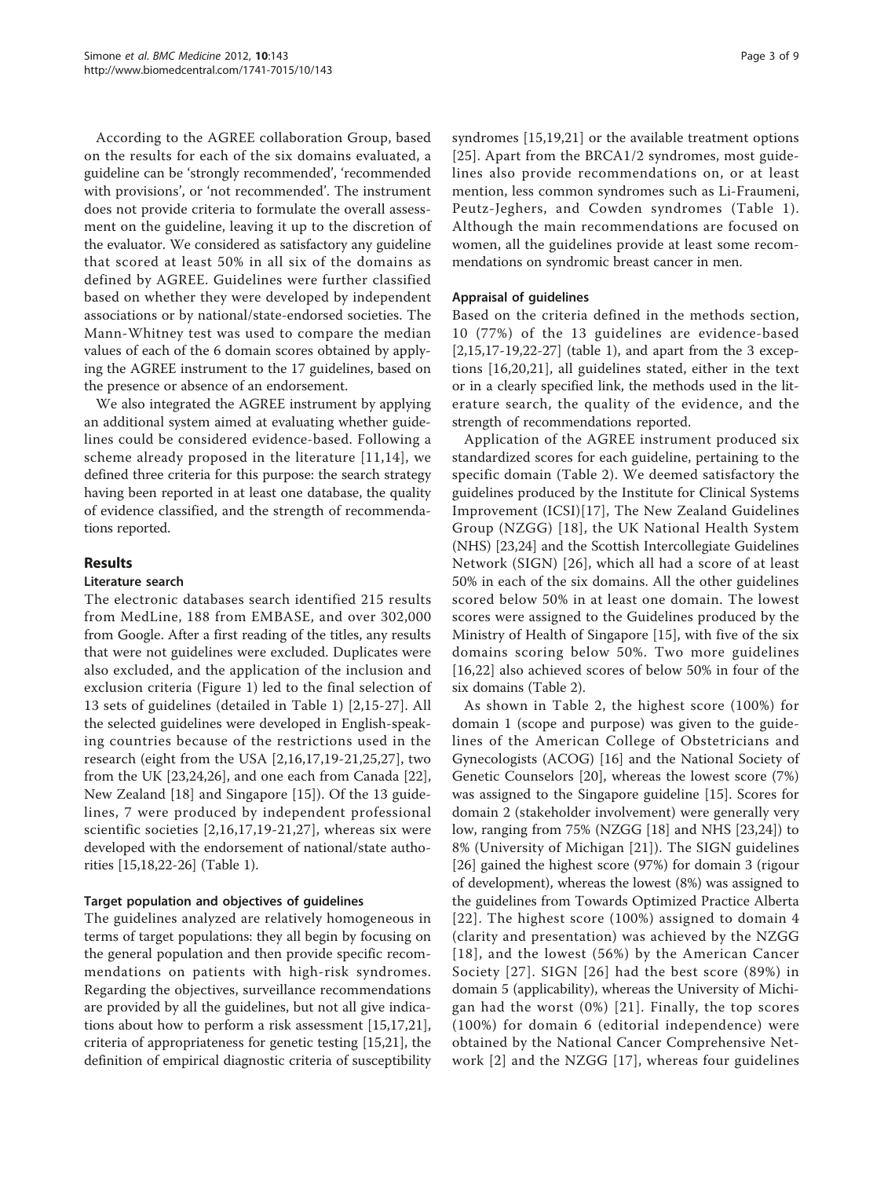According to the AGREE collaboration Group, based on the results for each of the six domains evaluated, a guideline can be 'strongly recommended', 'recommended with provisions', or 'not recommended'. The instrument does not provide criteria to formulate the overall assessment on the guideline, leaving it up to the discretion of the evaluator. We considered as satisfactory any guideline that scored at least 50% in all six of the domains as defined by AGREE. Guidelines were further classified based on whether they were developed by independent associations or by national/state-endorsed societies. The Mann-Whitney test was used to compare the median values of each of the 6 domain scores obtained by applying the AGREE instrument to the 17 guidelines, based on the presence or absence of an endorsement.

We also integrated the AGREE instrument by applying an additional system aimed at evaluating whether guidelines could be considered evidence-based. Following a scheme already proposed in the literature [11,14], we defined three criteria for this purpose: the search strategy having been reported in at least one database, the quality of evidence classified, and the strength of recommendations reported.

## Results

### Literature search

The electronic databases search identified 215 results from MedLine, 188 from EMBASE, and over 302,000 from Google. After a first reading of the titles, any results that were not guidelines were excluded. Duplicates were also excluded, and the application of the inclusion and exclusion criteria (Figure 1) led to the final selection of 13 sets of guidelines (detailed in Table 1) [2,15-27]. All the selected guidelines were developed in English-speaking countries because of the restrictions used in the research (eight from the USA [2,16,17,19-21,25,27], two from the UK [23,24,26], and one each from Canada [22], New Zealand [18] and Singapore [15]). Of the 13 guidelines, 7 were produced by independent professional scientific societies [2,16,17,19-21,27], whereas six were developed with the endorsement of national/state authorities [15,18,22-26] (Table 1).

### Target population and objectives of guidelines

The guidelines analyzed are relatively homogeneous in terms of target populations: they all begin by focusing on the general population and then provide specific recommendations on patients with high-risk syndromes. Regarding the objectives, surveillance recommendations are provided by all the guidelines, but not all give indications about how to perform a risk assessment [15,17,21], criteria of appropriateness for genetic testing [15,21], the definition of empirical diagnostic criteria of susceptibility syndromes [15,19,21] or the available treatment options [25]. Apart from the BRCA1/2 syndromes, most guidelines also provide recommendations on, or at least mention, less common syndromes such as Li-Fraumeni, Peutz-Jeghers, and Cowden syndromes (Table 1). Although the main recommendations are focused on women, all the guidelines provide at least some recommendations on syndromic breast cancer in men.

### Appraisal of guidelines

Based on the criteria defined in the methods section, 10 (77%) of the 13 guidelines are evidence-based [2,15,17-19,22-27] (table 1), and apart from the 3 exceptions [16,20,21], all guidelines stated, either in the text or in a clearly specified link, the methods used in the literature search, the quality of the evidence, and the strength of recommendations reported.

Application of the AGREE instrument produced six standardized scores for each guideline, pertaining to the specific domain (Table 2). We deemed satisfactory the guidelines produced by the Institute for Clinical Systems Improvement (ICSI)[17], The New Zealand Guidelines Group (NZGG) [18], the UK National Health System (NHS) [23,24] and the Scottish Intercollegiate Guidelines Network (SIGN) [26], which all had a score of at least 50% in each of the six domains. All the other guidelines scored below 50% in at least one domain. The lowest scores were assigned to the Guidelines produced by the Ministry of Health of Singapore [15], with five of the six domains scoring below 50%. Two more guidelines [16,22] also achieved scores of below 50% in four of the six domains (Table 2).

As shown in Table 2, the highest score (100%) for domain 1 (scope and purpose) was given to the guidelines of the American College of Obstetricians and Gynecologists (ACOG) [16] and the National Society of Genetic Counselors [20], whereas the lowest score (7%) was assigned to the Singapore guideline [15]. Scores for domain 2 (stakeholder involvement) were generally very low, ranging from 75% (NZGG [18] and NHS [23,24]) to 8% (University of Michigan [21]). The SIGN guidelines [26] gained the highest score (97%) for domain 3 (rigour of development), whereas the lowest (8%) was assigned to the guidelines from Towards Optimized Practice Alberta [22]. The highest score (100%) assigned to domain 4 (clarity and presentation) was achieved by the NZGG [18], and the lowest (56%) by the American Cancer Society [27]. SIGN [26] had the best score (89%) in domain 5 (applicability), whereas the University of Michigan had the worst (0%) [21]. Finally, the top scores (100%) for domain 6 (editorial independence) were obtained by the National Cancer Comprehensive Network [2] and the NZGG [17], whereas four guidelines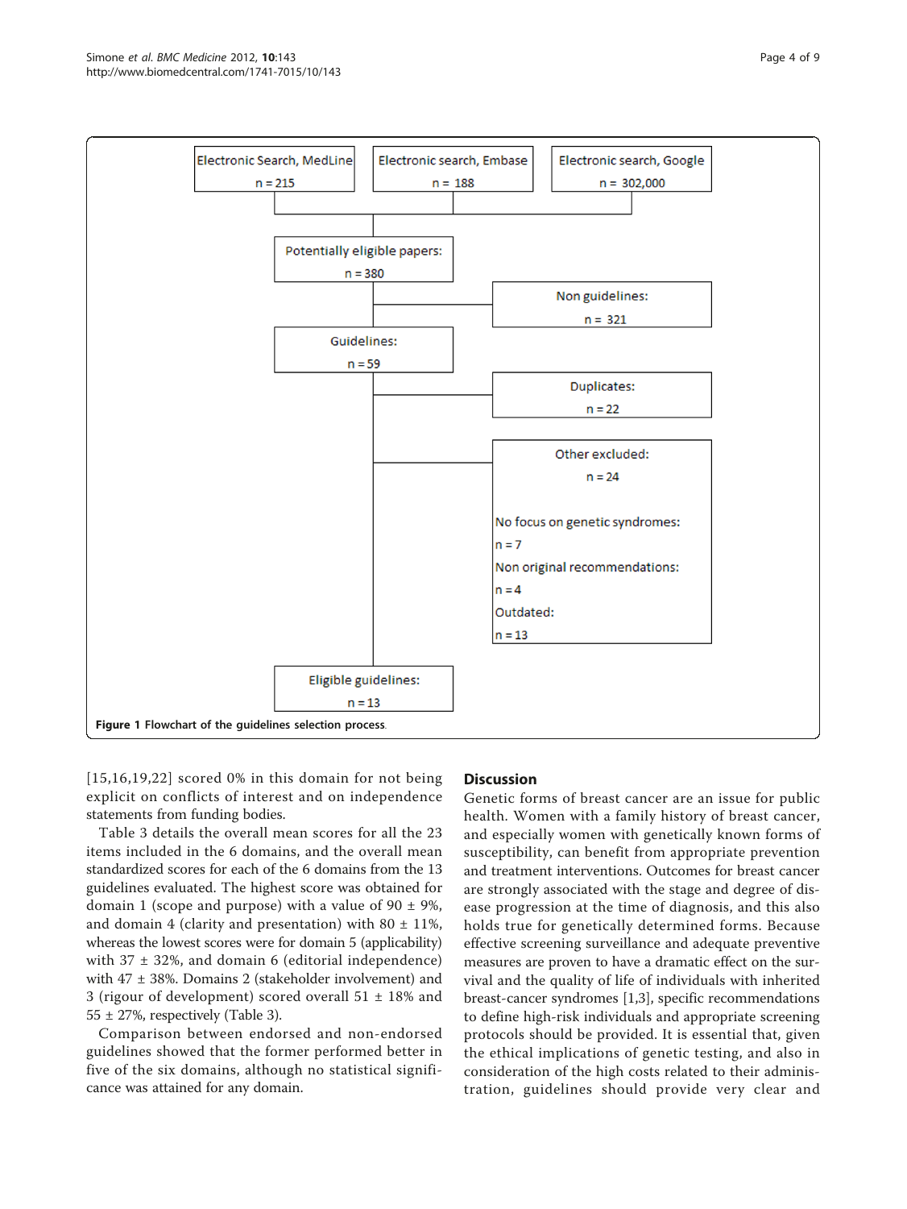Electronic Search, MedLine n = 215

Electronic search, Embase n = 188

Electronic search, Google n = 302,000

Potentially eligible papers: n = 380

Non guidelines: n = 321

Guidelines: n = 59

Duplicates: n = 22

Other excluded: n = 24

No focus on genetic syndromes: n = 7

Non original recommendations: n = 4

Outdated: n = 13

Eligible guidelines: n = 13

**Figure 1 Flowchart of the guidelines selection process.**

[15,16,19,22] scored 0% in this domain for not being explicit on conflicts of interest and on independence statements from funding bodies.

Table 3 details the overall mean scores for all the 23 items included in the 6 domains, and the overall mean standardized scores for each of the 6 domains from the 13 guidelines evaluated. The highest score was obtained for domain 1 (scope and purpose) with a value of 90 ± 9%, and domain 4 (clarity and presentation) with 80 ± 11%, whereas the lowest scores were for domain 5 (applicability) with 37 ± 32%, and domain 6 (editorial independence) with 47 ± 38%. Domains 2 (stakeholder involvement) and 3 (rigour of development) scored overall 51 ± 18% and 55 ± 27%, respectively (Table 3).

Comparison between endorsed and non-endorsed guidelines showed that the former performed better in five of the six domains, although no statistical significance was attained for any domain.

## Discussion

Genetic forms of breast cancer are an issue for public health. Women with a family history of breast cancer, and especially women with genetically known forms of susceptibility, can benefit from appropriate prevention and treatment interventions. Outcomes for breast cancer are strongly associated with the stage and degree of disease progression at the time of diagnosis, and this also holds true for genetically determined forms. Because effective screening surveillance and adequate preventive measures are proven to have a dramatic effect on the survival and the quality of life of individuals with inherited breast-cancer syndromes [1,3], specific recommendations to define high-risk individuals and appropriate screening protocols should be provided. It is essential that, given the ethical implications of genetic testing, and also in consideration of the high costs related to their administration, guidelines should provide very clear and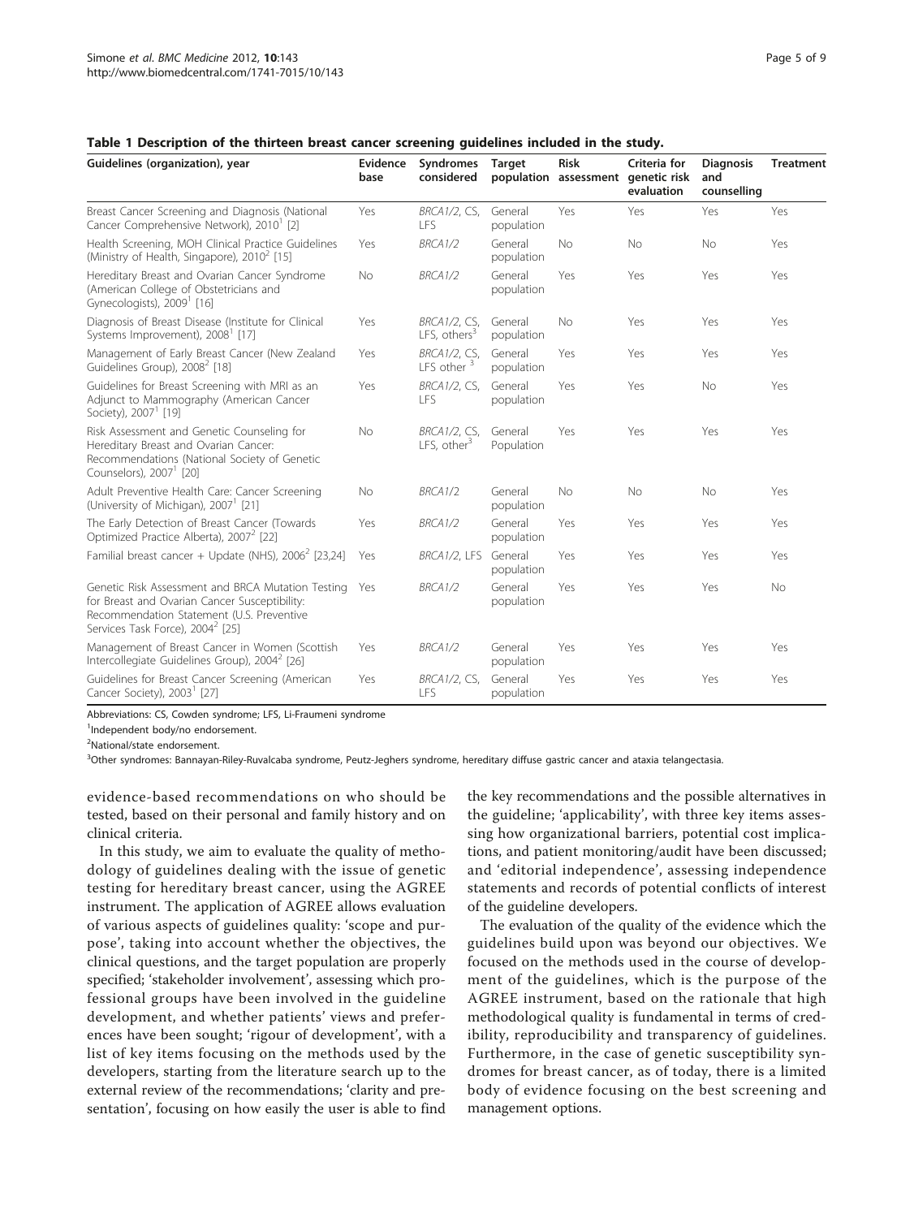**Table 1 Description of the thirteen breast cancer screening guidelines included in the study.**

| Guidelines (organization), year | Evidence base | Syndromes considered | Target population | Risk assessment | Criteria for genetic risk evaluation | Diagnosis and counselling | Treatment |
|---|---|---|---|---|---|---|---|
| Breast Cancer Screening and Diagnosis (National Cancer Comprehensive Network), 2010[1] [2] | Yes | *BRCA1/2*, CS, LFS | General population | Yes | Yes | Yes | Yes |
| Health Screening, MOH Clinical Practice Guidelines (Ministry of Health, Singapore), 2010[2] [15] | Yes | *BRCA1/2* | General population | No | No | No | Yes |
| Hereditary Breast and Ovarian Cancer Syndrome (American College of Obstetricians and Gynecologists), 2009[1] [16] | No | *BRCA1/2* | General population | Yes | Yes | Yes | Yes |
| Diagnosis of Breast Disease (Institute for Clinical Systems Improvement), 2008[1] [17] | Yes | *BRCA1/2*, CS, LFS, others[3] | General population | No | Yes | Yes | Yes |
| Management of Early Breast Cancer (New Zealand Guidelines Group), 2008[2] [18] | Yes | *BRCA1/2*, CS, LFS other [3] | General population | Yes | Yes | Yes | Yes |
| Guidelines for Breast Screening with MRI as an Adjunct to Mammography (American Cancer Society), 2007[1] [19] | Yes | *BRCA1/2*, CS, LFS | General population | Yes | Yes | No | Yes |
| Risk Assessment and Genetic Counseling for Hereditary Breast and Ovarian Cancer: Recommendations (National Society of Genetic Counselors), 2007[1] [20] | No | *BRCA1/2*, CS, LFS, other[3] | General Population | Yes | Yes | Yes | Yes |
| Adult Preventive Health Care: Cancer Screening (University of Michigan), 2007[1] [21] | No | *BRCA1/2* | General population | No | No | No | Yes |
| The Early Detection of Breast Cancer (Towards Optimized Practice Alberta), 2007[2] [22] | Yes | *BRCA1/2* | General population | Yes | Yes | Yes | Yes |
| Familial breast cancer + Update (NHS), 2006[2] [23,24] | Yes | *BRCA1/2*, LFS | General population | Yes | Yes | Yes | Yes |
| Genetic Risk Assessment and BRCA Mutation Testing for Breast and Ovarian Cancer Susceptibility: Recommendation Statement (U.S. Preventive Services Task Force), 2004[2] [25] | Yes | *BRCA1/2* | General population | Yes | Yes | Yes | No |
| Management of Breast Cancer in Women (Scottish Intercollegiate Guidelines Group), 2004[2] [26] | Yes | *BRCA1/2* | General population | Yes | Yes | Yes | Yes |
| Guidelines for Breast Cancer Screening (American Cancer Society), 2003[1] [27] | Yes | *BRCA1/2*, CS, LFS | General population | Yes | Yes | Yes | Yes |

Abbreviations: CS, Cowden syndrome; LFS, Li-Fraumeni syndrome

[1]Independent body/no endorsement.

[2]National/state endorsement.

[3]Other syndromes: Bannayan-Riley-Ruvalcaba syndrome, Peutz-Jeghers syndrome, hereditary diffuse gastric cancer and ataxia telangectasia.

evidence-based recommendations on who should be tested, based on their personal and family history and on clinical criteria.

In this study, we aim to evaluate the quality of methodology of guidelines dealing with the issue of genetic testing for hereditary breast cancer, using the AGREE instrument. The application of AGREE allows evaluation of various aspects of guidelines quality: 'scope and purpose', taking into account whether the objectives, the clinical questions, and the target population are properly specified; 'stakeholder involvement', assessing which professional groups have been involved in the guideline development, and whether patients' views and preferences have been sought; 'rigour of development', with a list of key items focusing on the methods used by the developers, starting from the literature search up to the external review of the recommendations; 'clarity and presentation', focusing on how easily the user is able to find the key recommendations and the possible alternatives in the guideline; 'applicability', with three key items assessing how organizational barriers, potential cost implications, and patient monitoring/audit have been discussed; and 'editorial independence', assessing independence statements and records of potential conflicts of interest of the guideline developers.

The evaluation of the quality of the evidence which the guidelines build upon was beyond our objectives. We focused on the methods used in the course of development of the guidelines, which is the purpose of the AGREE instrument, based on the rationale that high methodological quality is fundamental in terms of credibility, reproducibility and transparency of guidelines. Furthermore, in the case of genetic susceptibility syndromes for breast cancer, as of today, there is a limited body of evidence focusing on the best screening and management options.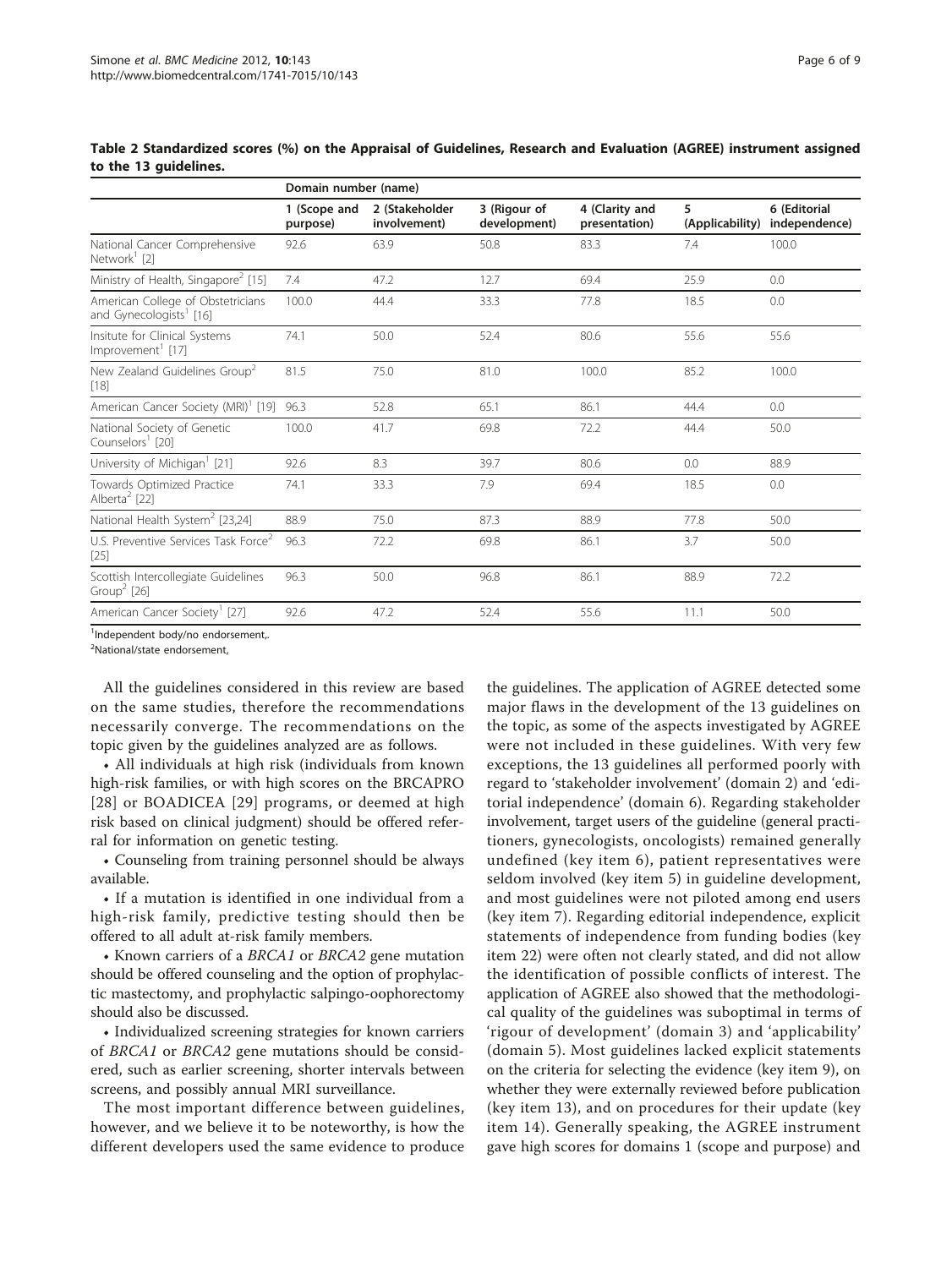**Table 2 Standardized scores (%) on the Appraisal of Guidelines, Research and Evaluation (AGREE) instrument assigned to the 13 guidelines.**

| | Domain number (name) | | | | | |
|---|---|---|---|---|---|---|
| | 1 (Scope and purpose) | 2 (Stakeholder involvement) | 3 (Rigour of development) | 4 (Clarity and presentation) | 5 (Applicability) | 6 (Editorial independence) |
| National Cancer Comprehensive Network[1] [2] | 92.6 | 63.9 | 50.8 | 83.3 | 7.4 | 100.0 |
| Ministry of Health, Singapore[2] [15] | 7.4 | 47.2 | 12.7 | 69.4 | 25.9 | 0.0 |
| American College of Obstetricians and Gynecologists[1] [16] | 100.0 | 44.4 | 33.3 | 77.8 | 18.5 | 0.0 |
| Insitute for Clinical Systems Improvement[1] [17] | 74.1 | 50.0 | 52.4 | 80.6 | 55.6 | 55.6 |
| New Zealand Guidelines Group[2] [18] | 81.5 | 75.0 | 81.0 | 100.0 | 85.2 | 100.0 |
| American Cancer Society (MRI)[1] [19] | 96.3 | 52.8 | 65.1 | 86.1 | 44.4 | 0.0 |
| National Society of Genetic Counselors[1] [20] | 100.0 | 41.7 | 69.8 | 72.2 | 44.4 | 50.0 |
| University of Michigan[1] [21] | 92.6 | 8.3 | 39.7 | 80.6 | 0.0 | 88.9 |
| Towards Optimized Practice Alberta[2] [22] | 74.1 | 33.3 | 7.9 | 69.4 | 18.5 | 0.0 |
| National Health System[2] [23,24] | 88.9 | 75.0 | 87.3 | 88.9 | 77.8 | 50.0 |
| U.S. Preventive Services Task Force[2] [25] | 96.3 | 72.2 | 69.8 | 86.1 | 3.7 | 50.0 |
| Scottish Intercollegiate Guidelines Group[2] [26] | 96.3 | 50.0 | 96.8 | 86.1 | 88.9 | 72.2 |
| American Cancer Society[1] [27] | 92.6 | 47.2 | 52.4 | 55.6 | 11.1 | 50.0 |

[1]Independent body/no endorsement,.

[2]National/state endorsement,

All the guidelines considered in this review are based on the same studies, therefore the recommendations necessarily converge. The recommendations on the topic given by the guidelines analyzed are as follows.

- All individuals at high risk (individuals from known high-risk families, or with high scores on the BRCAPRO [28] or BOADICEA [29] programs, or deemed at high risk based on clinical judgment) should be offered referral for information on genetic testing.
- Counseling from training personnel should be always available.
- If a mutation is identified in one individual from a high-risk family, predictive testing should then be offered to all adult at-risk family members.
- Known carriers of a *BRCA1* or *BRCA2* gene mutation should be offered counseling and the option of prophylactic mastectomy, and prophylactic salpingo-oophorectomy should also be discussed.
- Individualized screening strategies for known carriers of *BRCA1* or *BRCA2* gene mutations should be considered, such as earlier screening, shorter intervals between screens, and possibly annual MRI surveillance.

The most important difference between guidelines, however, and we believe it to be noteworthy, is how the different developers used the same evidence to produce the guidelines. The application of AGREE detected some major flaws in the development of the 13 guidelines on the topic, as some of the aspects investigated by AGREE were not included in these guidelines. With very few exceptions, the 13 guidelines all performed poorly with regard to 'stakeholder involvement' (domain 2) and 'editorial independence' (domain 6). Regarding stakeholder involvement, target users of the guideline (general practitioners, gynecologists, oncologists) remained generally undefined (key item 6), patient representatives were seldom involved (key item 5) in guideline development, and most guidelines were not piloted among end users (key item 7). Regarding editorial independence, explicit statements of independence from funding bodies (key item 22) were often not clearly stated, and did not allow the identification of possible conflicts of interest. The application of AGREE also showed that the methodological quality of the guidelines was suboptimal in terms of 'rigour of development' (domain 3) and 'applicability' (domain 5). Most guidelines lacked explicit statements on the criteria for selecting the evidence (key item 9), on whether they were externally reviewed before publication (key item 13), and on procedures for their update (key item 14). Generally speaking, the AGREE instrument gave high scores for domains 1 (scope and purpose) and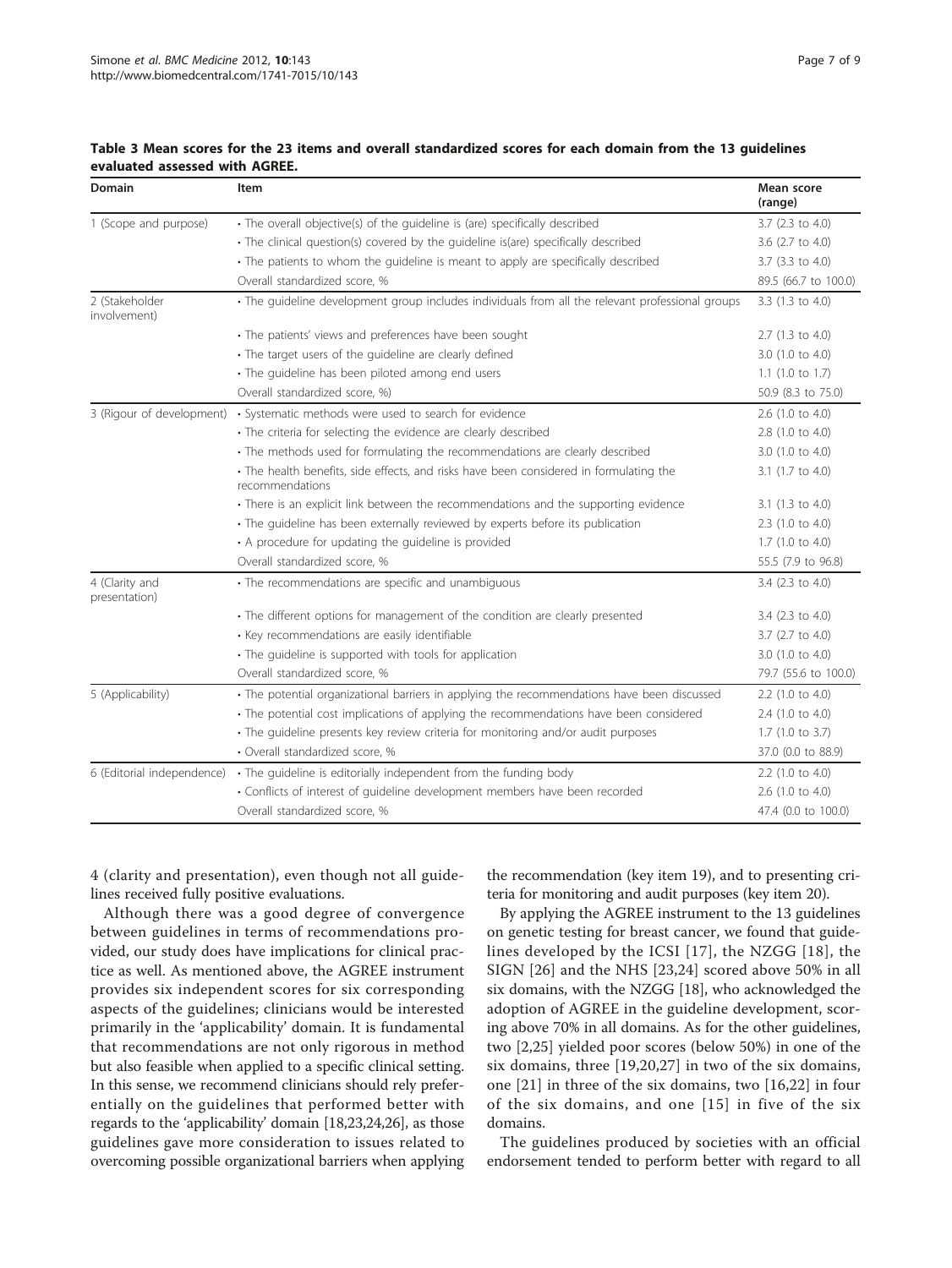**Table 3 Mean scores for the 23 items and overall standardized scores for each domain from the 13 guidelines evaluated assessed with AGREE.**

| Domain | Item | Mean score (range) |
|---|---|---|
| 1 (Scope and purpose) | • The overall objective(s) of the guideline is (are) specifically described | 3.7 (2.3 to 4.0) |
| | • The clinical question(s) covered by the guideline is(are) specifically described | 3.6 (2.7 to 4.0) |
| | • The patients to whom the guideline is meant to apply are specifically described | 3.7 (3.3 to 4.0) |
| | Overall standardized score, % | 89.5 (66.7 to 100.0) |
| 2 (Stakeholder involvement) | • The guideline development group includes individuals from all the relevant professional groups | 3.3 (1.3 to 4.0) |
| | • The patients' views and preferences have been sought | 2.7 (1.3 to 4.0) |
| | • The target users of the guideline are clearly defined | 3.0 (1.0 to 4.0) |
| | • The guideline has been piloted among end users | 1.1 (1.0 to 1.7) |
| | Overall standardized score, %) | 50.9 (8.3 to 75.0) |
| 3 (Rigour of development) | • Systematic methods were used to search for evidence | 2.6 (1.0 to 4.0) |
| | • The criteria for selecting the evidence are clearly described | 2.8 (1.0 to 4.0) |
| | • The methods used for formulating the recommendations are clearly described | 3.0 (1.0 to 4.0) |
| | • The health benefits, side effects, and risks have been considered in formulating the recommendations | 3.1 (1.7 to 4.0) |
| | • There is an explicit link between the recommendations and the supporting evidence | 3.1 (1.3 to 4.0) |
| | • The guideline has been externally reviewed by experts before its publication | 2.3 (1.0 to 4.0) |
| | • A procedure for updating the guideline is provided | 1.7 (1.0 to 4.0) |
| | Overall standardized score, % | 55.5 (7.9 to 96.8) |
| 4 (Clarity and presentation) | • The recommendations are specific and unambiguous | 3.4 (2.3 to 4.0) |
| | • The different options for management of the condition are clearly presented | 3.4 (2.3 to 4.0) |
| | • Key recommendations are easily identifiable | 3.7 (2.7 to 4.0) |
| | • The guideline is supported with tools for application | 3.0 (1.0 to 4.0) |
| | Overall standardized score, % | 79.7 (55.6 to 100.0) |
| 5 (Applicability) | • The potential organizational barriers in applying the recommendations have been discussed | 2.2 (1.0 to 4.0) |
| | • The potential cost implications of applying the recommendations have been considered | 2.4 (1.0 to 4.0) |
| | • The guideline presents key review criteria for monitoring and/or audit purposes | 1.7 (1.0 to 3.7) |
| | • Overall standardized score, % | 37.0 (0.0 to 88.9) |
| 6 (Editorial independence) | • The guideline is editorially independent from the funding body | 2.2 (1.0 to 4.0) |
| | • Conflicts of interest of guideline development members have been recorded | 2.6 (1.0 to 4.0) |
| | Overall standardized score, % | 47.4 (0.0 to 100.0) |

4 (clarity and presentation), even though not all guidelines received fully positive evaluations.

Although there was a good degree of convergence between guidelines in terms of recommendations provided, our study does have implications for clinical practice as well. As mentioned above, the AGREE instrument provides six independent scores for six corresponding aspects of the guidelines; clinicians would be interested primarily in the 'applicability' domain. It is fundamental that recommendations are not only rigorous in method but also feasible when applied to a specific clinical setting. In this sense, we recommend clinicians should rely preferentially on the guidelines that performed better with regards to the 'applicability' domain [18,23,24,26], as those guidelines gave more consideration to issues related to overcoming possible organizational barriers when applying the recommendation (key item 19), and to presenting criteria for monitoring and audit purposes (key item 20).

By applying the AGREE instrument to the 13 guidelines on genetic testing for breast cancer, we found that guidelines developed by the ICSI [17], the NZGG [18], the SIGN [26] and the NHS [23,24] scored above 50% in all six domains, with the NZGG [18], who acknowledged the adoption of AGREE in the guideline development, scoring above 70% in all domains. As for the other guidelines, two [2,25] yielded poor scores (below 50%) in one of the six domains, three [19,20,27] in two of the six domains, one [21] in three of the six domains, two [16,22] in four of the six domains, and one [15] in five of the six domains.

The guidelines produced by societies with an official endorsement tended to perform better with regard to all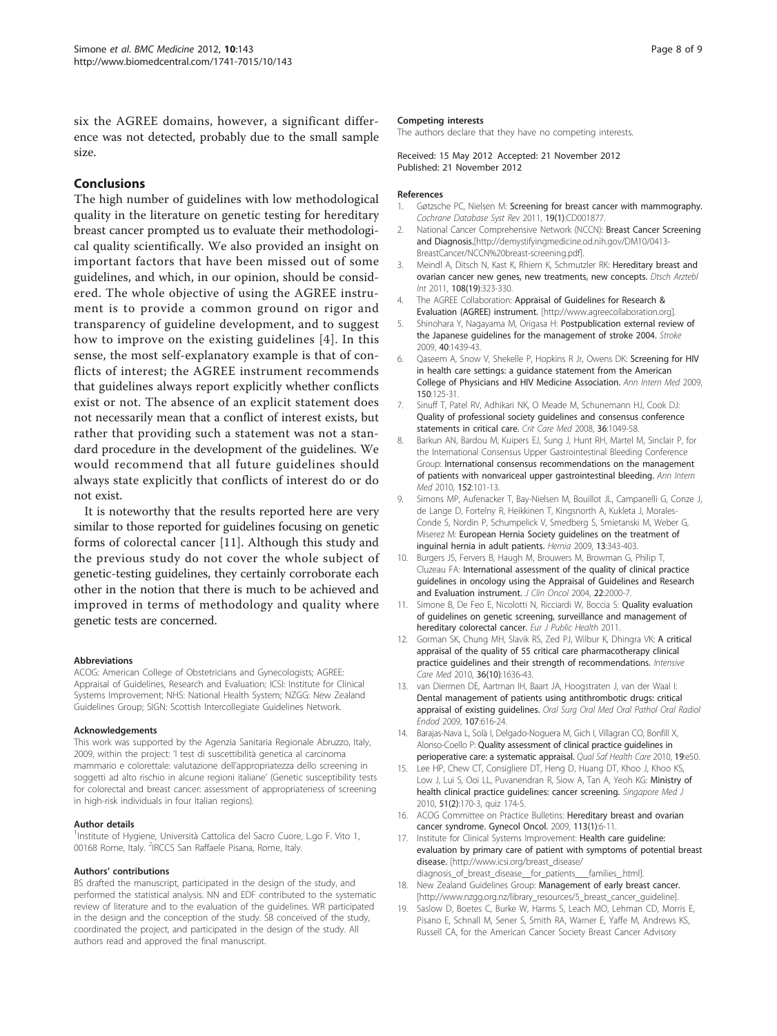six the AGREE domains, however, a significant difference was not detected, probably due to the small sample size.

## Conclusions

The high number of guidelines with low methodological quality in the literature on genetic testing for hereditary breast cancer prompted us to evaluate their methodological quality scientifically. We also provided an insight on important factors that have been missed out of some guidelines, and which, in our opinion, should be considered. The whole objective of using the AGREE instrument is to provide a common ground on rigor and transparency of guideline development, and to suggest how to improve on the existing guidelines [4]. In this sense, the most self-explanatory example is that of conflicts of interest; the AGREE instrument recommends that guidelines always report explicitly whether conflicts exist or not. The absence of an explicit statement does not necessarily mean that a conflict of interest exists, but rather that providing such a statement was not a standard procedure in the development of the guidelines. We would recommend that all future guidelines should always state explicitly that conflicts of interest do or do not exist.

It is noteworthy that the results reported here are very similar to those reported for guidelines focusing on genetic forms of colorectal cancer [11]. Although this study and the previous study do not cover the whole subject of genetic-testing guidelines, they certainly corroborate each other in the notion that there is much to be achieved and improved in terms of methodology and quality where genetic tests are concerned.

#### Abbreviations

ACOG: American College of Obstetricians and Gynecologists; AGREE: Appraisal of Guidelines, Research and Evaluation; ICSI: Institute for Clinical Systems Improvement; NHS: National Health System; NZGG: New Zealand Guidelines Group; SIGN: Scottish Intercollegiate Guidelines Network.

#### Acknowledgements

This work was supported by the Agenzia Sanitaria Regionale Abruzzo, Italy, 2009, within the project: 'I test di suscettibilità genetica al carcinoma mammario e colorettale: valutazione dell'appropriatezza dello screening in soggetti ad alto rischio in alcune regioni italiane' (Genetic susceptibility tests for colorectal and breast cancer: assessment of appropriateness of screening in high-risk individuals in four Italian regions).

#### Author details

[1]Institute of Hygiene, Università Cattolica del Sacro Cuore, L.go F. Vito 1, 00168 Rome, Italy. [2]IRCCS San Raffaele Pisana, Rome, Italy.

#### Authors' contributions

BS drafted the manuscript, participated in the design of the study, and performed the statistical analysis. NN and EDF contributed to the systematic review of literature and to the evaluation of the guidelines. WR participated in the design and the conception of the study. SB conceived of the study, coordinated the project, and participated in the design of the study. All authors read and approved the final manuscript.

#### Competing interests

The authors declare that they have no competing interests.

Received: 15 May 2012 Accepted: 21 November 2012
Published: 21 November 2012

#### References

1. Gøtzsche PC, Nielsen M: **Screening for breast cancer with mammography.** *Cochrane Database Syst Rev* 2011, **19(1)**:CD001877.
2. National Cancer Comprehensive Network (NCCN): **Breast Cancer Screening and Diagnosis.**[http://demystifyingmedicine.od.nih.gov/DM10/0413-BreastCancer/NCCN%20breast-screening.pdf].
3. Meindl A, Ditsch N, Kast K, Rhiem K, Schmutzler RK: **Hereditary breast and ovarian cancer new genes, new treatments, new concepts.** *Dtsch Arztebl Int* 2011, **108(19)**:323-330.
4. The AGREE Collaboration: **Appraisal of Guidelines for Research & Evaluation (AGREE) instrument.** [http://www.agreecollaboration.org].
5. Shinohara Y, Nagayama M, Origasa H: **Postpublication external review of the Japanese guidelines for the management of stroke 2004.** *Stroke* 2009, **40**:1439-43.
6. Qaseem A, Snow V, Shekelle P, Hopkins R Jr, Owens DK: **Screening for HIV in health care settings: a guidance statement from the American College of Physicians and HIV Medicine Association.** *Ann Intern Med* 2009, **150**:125-31.
7. Sinuff T, Patel RV, Adhikari NK, O Meade M, Schunemann HJ, Cook DJ: **Quality of professional society guidelines and consensus conference statements in critical care.** *Crit Care Med* 2008, **36**:1049-58.
8. Barkun AN, Bardou M, Kuipers EJ, Sung J, Hunt RH, Martel M, Sinclair P, for the International Consensus Upper Gastrointestinal Bleeding Conference Group: **International consensus recommendations on the management of patients with nonvariceal upper gastrointestinal bleeding.** *Ann Intern Med* 2010, **152**:101-13.
9. Simons MP, Aufenacker T, Bay-Nielsen M, Bouillot JL, Campanelli G, Conze J, de Lange D, Fortelny R, Heikkinen T, Kingsnorth A, Kukleta J, Morales-Conde S, Nordin P, Schumpelick V, Smedberg S, Smietanski M, Weber G, Miserez M: **European Hernia Society guidelines on the treatment of inguinal hernia in adult patients.** *Hernia* 2009, **13**:343-403.
10. Burgers JS, Fervers B, Haugh M, Brouwers M, Browman G, Philip T, Cluzeau FA: **International assessment of the quality of clinical practice guidelines in oncology using the Appraisal of Guidelines and Research and Evaluation instrument.** *J Clin Oncol* 2004, **22**:2000-7.
11. Simone B, De Feo E, Nicolotti N, Ricciardi W, Boccia S: **Quality evaluation of guidelines on genetic screening, surveillance and management of hereditary colorectal cancer.** *Eur J Public Health* 2011.
12. Gorman SK, Chung MH, Slavik RS, Zed PJ, Wilbur K, Dhingra VK: **A critical appraisal of the quality of 55 critical care pharmacotherapy clinical practice guidelines and their strength of recommendations.** *Intensive Care Med* 2010, **36(10)**:1636-43.
13. van Diermen DE, Aartman IH, Baart JA, Hoogstraten J, van der Waal I: **Dental management of patients using antithrombotic drugs: critical appraisal of existing guidelines.** *Oral Surg Oral Med Oral Pathol Oral Radiol Endod* 2009, **107**:616-24.
14. Barajas-Nava L, Solà I, Delgado-Noguera M, Gich I, Villagran CO, Bonfill X, Alonso-Coello P: **Quality assessment of clinical practice guidelines in perioperative care: a systematic appraisal.** *Qual Saf Health Care* 2010, **19**:e50.
15. Lee HP, Chew CT, Consigliere DT, Heng D, Huang DT, Khoo J, Khoo KS, Low J, Lui S, Ooi LL, Puvanendran R, Siow A, Tan A, Yeoh KG: **Ministry of health clinical practice guidelines: cancer screening.** *Singapore Med J* 2010, **51(2)**:170-3, quiz 174-5.
16. ACOG Committee on Practice Bulletins: **Hereditary breast and ovarian cancer syndrome. Gynecol Oncol.** 2009, **113(1)**:6-11.
17. Institute for Clinical Systems Improvement: **Health care guideline: evaluation by primary care of patient with symptoms of potential breast disease.** [http://www.icsi.org/breast_disease/diagnosis_of_breast_disease__for_patients___families_.html].
18. New Zealand Guidelines Group: **Management of early breast cancer.** [http://www.nzgg.org.nz/library_resources/5_breast_cancer_guideline].
19. Saslow D, Boetes C, Burke W, Harms S, Leach MO, Lehman CD, Morris E, Pisano E, Schnall M, Sener S, Smith RA, Warner E, Yaffe M, Andrews KS, Russell CA, for the American Cancer Society Breast Cancer Advisory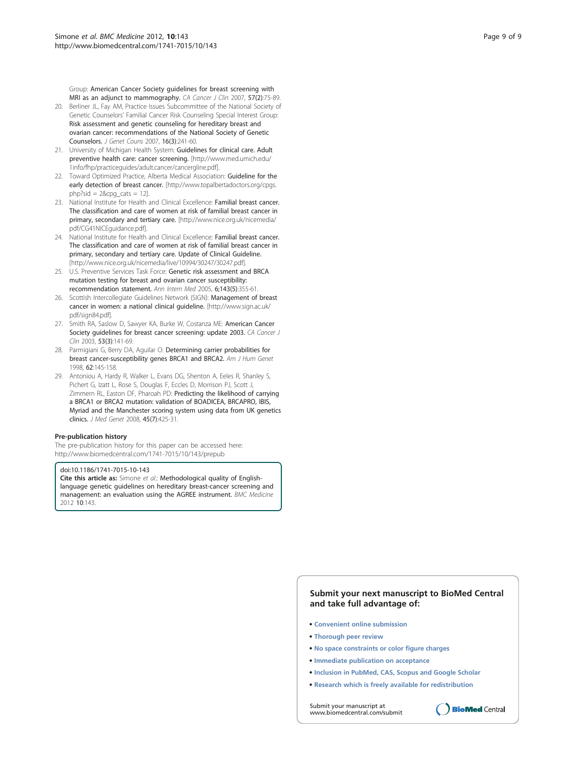Group: American Cancer Society guidelines for breast screening with MRI as an adjunct to mammography. *CA Cancer J Clin* 2007, **57(2)**:75-89.

20. Berliner JL, Fay AM, Practice Issues Subcommittee of the National Society of Genetic Counselors' Familial Cancer Risk Counseling Special Interest Group: **Risk assessment and genetic counseling for hereditary breast and ovarian cancer: recommendations of the National Society of Genetic Counselors.** *J Genet Couns* 2007, **16(3)**:241-60.
21. University of Michigan Health System: **Guidelines for clinical care. Adult preventive health care: cancer screening.** [http://www.med.umich.edu/1info/fhp/practiceguides/adult.cancer/cancergline.pdf].
22. Toward Optimized Practice, Alberta Medical Association: **Guideline for the early detection of breast cancer.** [http://www.topalbertadoctors.org/cpgs.php?sid = 2&cpg_cats = 12].
23. National Institute for Health and Clinical Excellence: **Familial breast cancer. The classification and care of women at risk of familial breast cancer in primary, secondary and tertiary care.** [http://www.nice.org.uk/nicemedia/pdf/CG41NICEguidance.pdf].
24. National Institute for Health and Clinical Excellence: **Familial breast cancer. The classification and care of women at risk of familial breast cancer in primary, secondary and tertiary care. Update of Clinical Guideline.** [http://www.nice.org.uk/nicemedia/live/10994/30247/30247.pdf].
25. U.S. Preventive Services Task Force: **Genetic risk assessment and BRCA mutation testing for breast and ovarian cancer susceptibility: recommendation statement.** *Ann Intern Med* 2005, **6;143(5)**:355-61.
26. Scottish Intercollegiate Guidelines Network (SIGN): **Management of breast cancer in women: a national clinical guideline.** [http://www.sign.ac.uk/pdf/sign84.pdf].
27. Smith RA, Saslow D, Sawyer KA, Burke W, Costanza ME: **American Cancer Society guidelines for breast cancer screening: update 2003.** *CA Cancer J Clin* 2003, **53(3)**:141-69.
28. Parmigiani G, Berry DA, Aguilar O: **Determining carrier probabilities for breast cancer-susceptibility genes BRCA1 and BRCA2.** *Am J Hum Genet* 1998, **62**:145-158.
29. Antoniou A, Hardy R, Walker L, Evans DG, Shenton A, Eeles R, Shanley S, Pichert G, Izatt L, Rose S, Douglas F, Eccles D, Morrison PJ, Scott J, Zimmern RL, Easton DF, Pharoah PD: **Predicting the likelihood of carrying a BRCA1 or BRCA2 mutation: validation of BOADICEA, BRCAPRO, IBIS, Myriad and the Manchester scoring system using data from UK genetics clinics.** *J Med Genet* 2008, **45(7)**:425-31.

### Pre-publication history

The pre-publication history for this paper can be accessed here: http://www.biomedcentral.com/1741-7015/10/143/prepub

doi:10.1186/1741-7015-10-143

**Cite this article as:** Simone *et al.*: Methodological quality of English-language genetic guidelines on hereditary breast-cancer screening and management: an evaluation using the AGREE instrument. *BMC Medicine* 2012 **10**:143.

**Submit your next manuscript to BioMed Central and take full advantage of:**

- Convenient online submission
- Thorough peer review
- No space constraints or color figure charges
- Immediate publication on acceptance
- Inclusion in PubMed, CAS, Scopus and Google Scholar
- Research which is freely available for redistribution

Submit your manuscript at www.biomedcentral.com/submit

BioMed Central